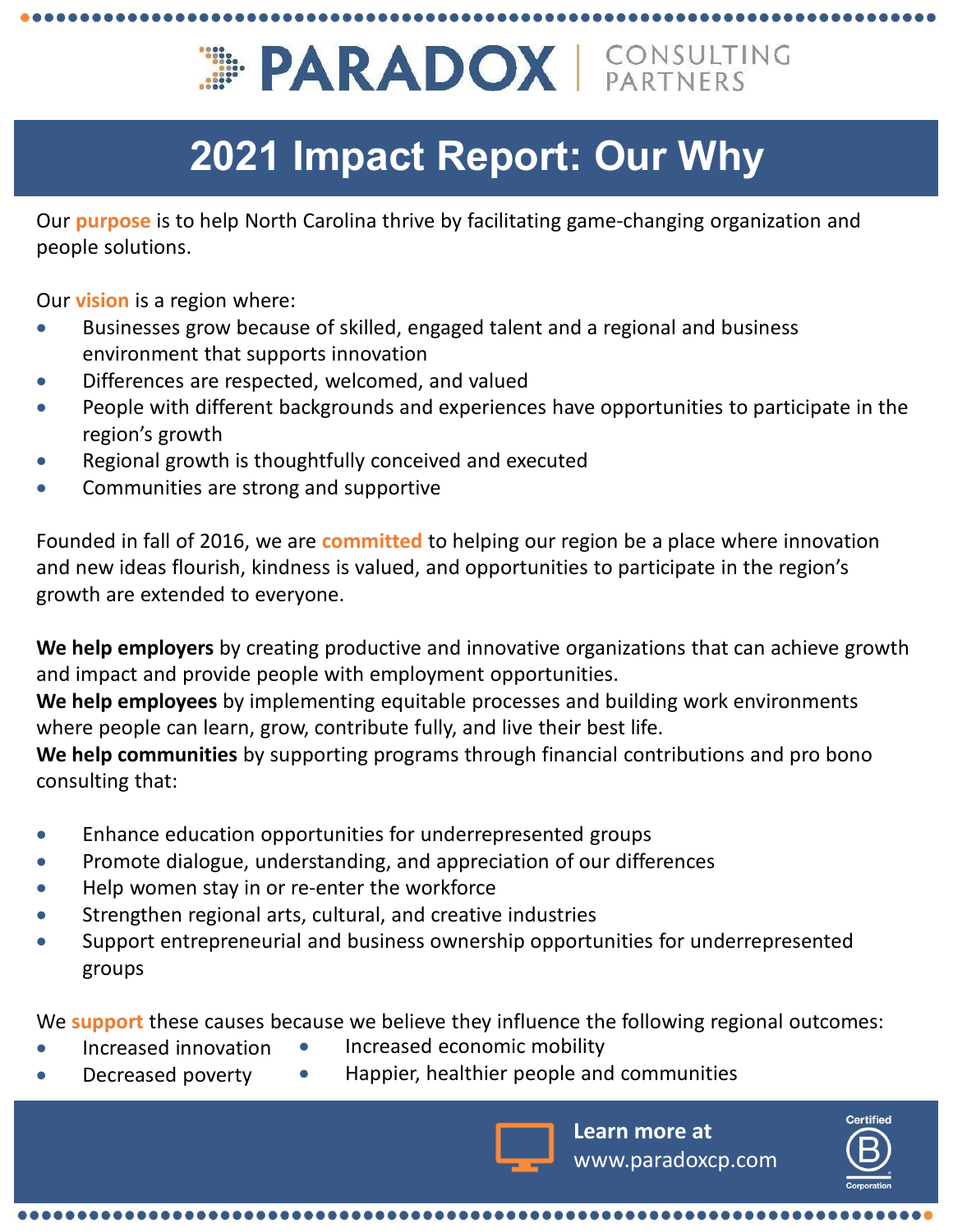PARADOX | CONSULTING PARTNERS

# 2021 Impact Report: Our Why

Our purpose is to help North Carolina thrive by facilitating game-changing organization and people solutions.

Our vision is a region where:

- Businesses grow because of skilled, engaged talent and a regional and business environment that supports innovation
- Differences are respected, welcomed, and valued
- People with different backgrounds and experiences have opportunities to participate in the region's growth
- Regional growth is thoughtfully conceived and executed
- Communities are strong and supportive

Founded in fall of 2016, we are committed to helping our region be a place where innovation and new ideas flourish, kindness is valued, and opportunities to participate in the region's growth are extended to everyone.

**We help employers** by creating productive and innovative organizations that can achieve growth and impact and provide people with employment opportunities.
**We help employees** by implementing equitable processes and building work environments where people can learn, grow, contribute fully, and live their best life.
**We help communities** by supporting programs through financial contributions and pro bono consulting that:

- Enhance education opportunities for underrepresented groups
- Promote dialogue, understanding, and appreciation of our differences
- Help women stay in or re-enter the workforce
- Strengthen regional arts, cultural, and creative industries
- Support entrepreneurial and business ownership opportunities for underrepresented groups

We support these causes because we believe they influence the following regional outcomes:

- Increased innovation
- Decreased poverty
- Increased economic mobility
- Happier, healthier people and communities

Learn more at www.paradoxcp.com

Certified B Corporation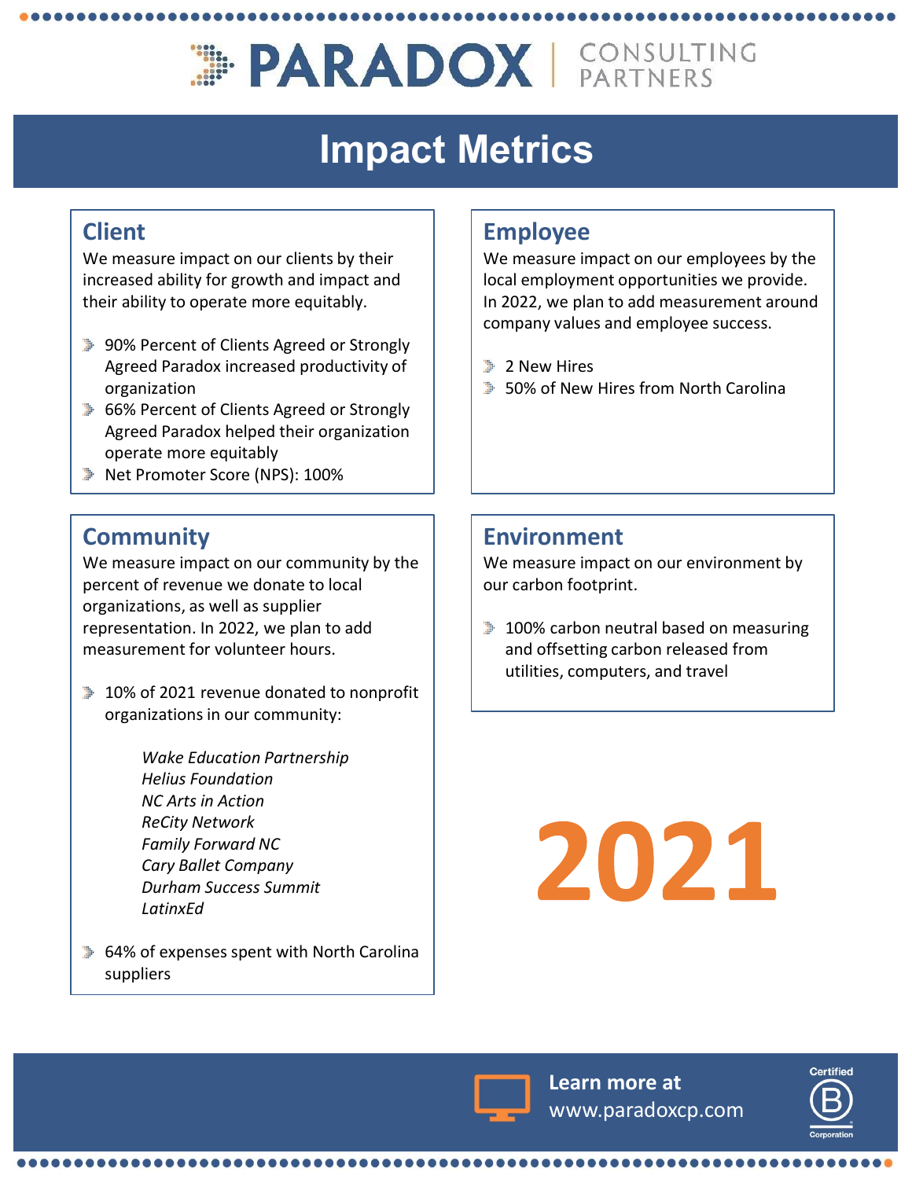PARADOX | CONSULTING PARTNERS

# Impact Metrics

## Client

We measure impact on our clients by their increased ability for growth and impact and their ability to operate more equitably.

- 90% Percent of Clients Agreed or Strongly Agreed Paradox increased productivity of organization
- 66% Percent of Clients Agreed or Strongly Agreed Paradox helped their organization operate more equitably
- Net Promoter Score (NPS): 100%

## Employee

We measure impact on our employees by the local employment opportunities we provide. In 2022, we plan to add measurement around company values and employee success.

- 2 New Hires
- 50% of New Hires from North Carolina

## Community

We measure impact on our community by the percent of revenue we donate to local organizations, as well as supplier representation. In 2022, we plan to add measurement for volunteer hours.

- 10% of 2021 revenue donated to nonprofit organizations in our community:

  *Wake Education Partnership*
  *Helius Foundation*
  *NC Arts in Action*
  *ReCity Network*
  *Family Forward NC*
  *Cary Ballet Company*
  *Durham Success Summit*
  *LatinxEd*

- 64% of expenses spent with North Carolina suppliers

## Environment

We measure impact on our environment by our carbon footprint.

- 100% carbon neutral based on measuring and offsetting carbon released from utilities, computers, and travel

# 2021

Learn more at www.paradoxcp.com

Certified B Corporation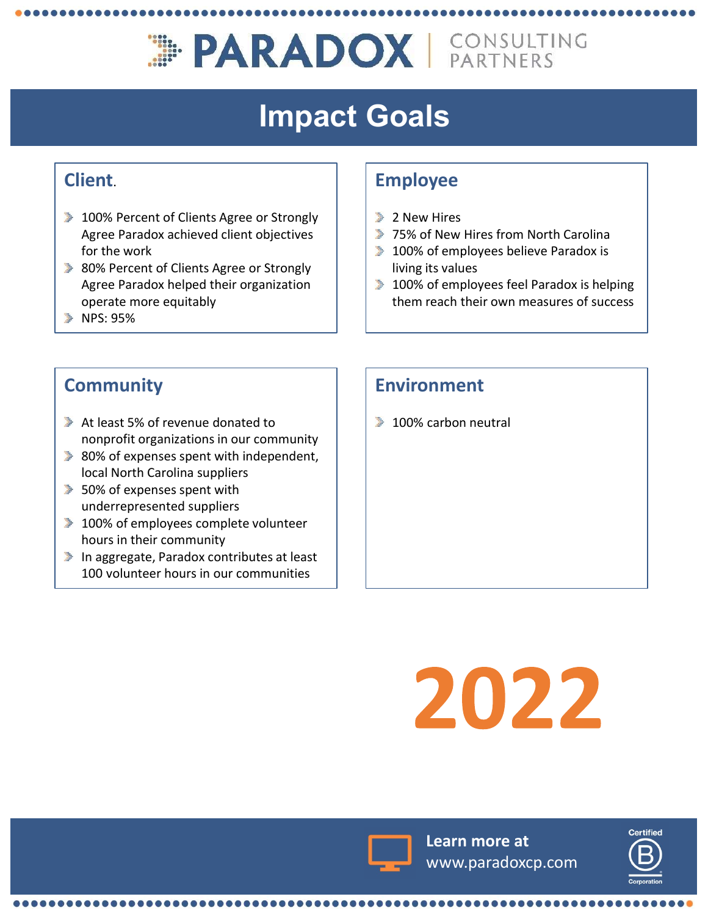# PARADOX | CONSULTING PARTNERS

## Impact Goals

### Client.

- 100% Percent of Clients Agree or Strongly Agree Paradox achieved client objectives for the work
- 80% Percent of Clients Agree or Strongly Agree Paradox helped their organization operate more equitably
- NPS: 95%

### Employee

- 2 New Hires
- 75% of New Hires from North Carolina
- 100% of employees believe Paradox is living its values
- 100% of employees feel Paradox is helping them reach their own measures of success

### Community

- At least 5% of revenue donated to nonprofit organizations in our community
- 80% of expenses spent with independent, local North Carolina suppliers
- 50% of expenses spent with underrepresented suppliers
- 100% of employees complete volunteer hours in their community
- In aggregate, Paradox contributes at least 100 volunteer hours in our communities

### Environment

- 100% carbon neutral

# 2022

Learn more at www.paradoxcp.com

Certified B Corporation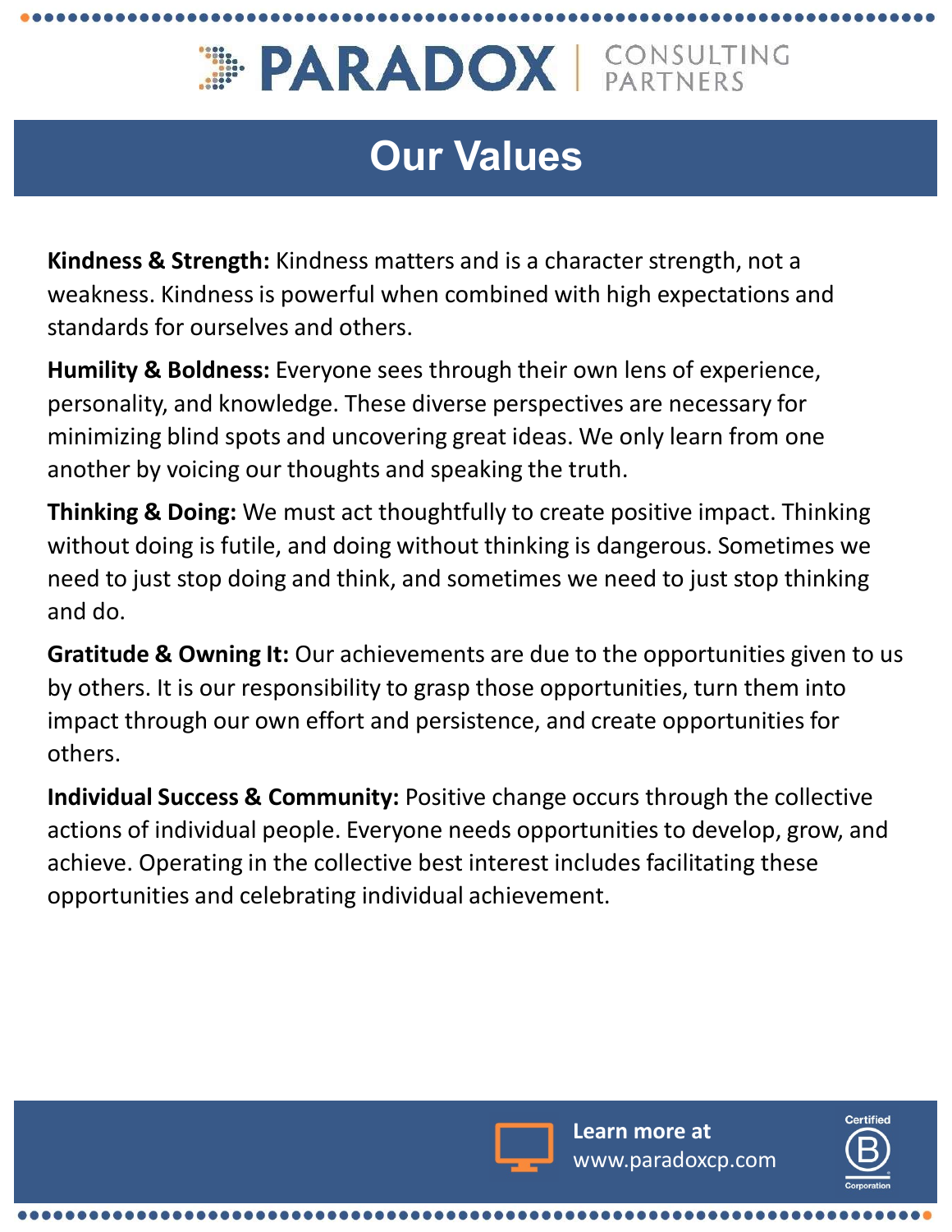# PARADOX | CONSULTING PARTNERS

## Our Values

**Kindness & Strength:** Kindness matters and is a character strength, not a weakness. Kindness is powerful when combined with high expectations and standards for ourselves and others.

**Humility & Boldness:** Everyone sees through their own lens of experience, personality, and knowledge. These diverse perspectives are necessary for minimizing blind spots and uncovering great ideas. We only learn from one another by voicing our thoughts and speaking the truth.

**Thinking & Doing:** We must act thoughtfully to create positive impact. Thinking without doing is futile, and doing without thinking is dangerous. Sometimes we need to just stop doing and think, and sometimes we need to just stop thinking and do.

**Gratitude & Owning It:** Our achievements are due to the opportunities given to us by others. It is our responsibility to grasp those opportunities, turn them into impact through our own effort and persistence, and create opportunities for others.

**Individual Success & Community:** Positive change occurs through the collective actions of individual people. Everyone needs opportunities to develop, grow, and achieve. Operating in the collective best interest includes facilitating these opportunities and celebrating individual achievement.

**Learn more at**
www.paradoxcp.com

Certified B Corporation